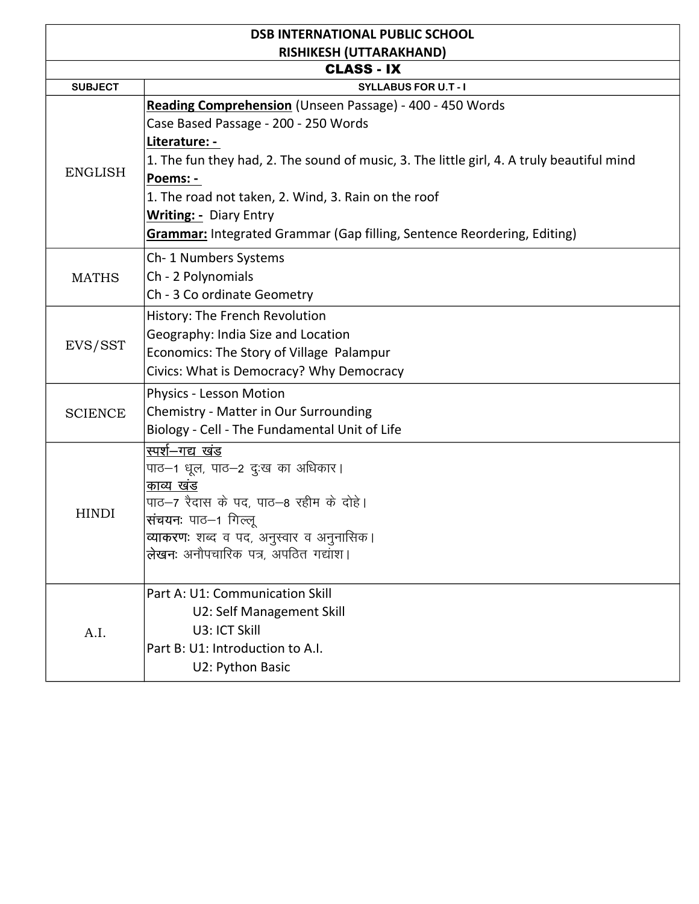| DSB INTERNATIONAL PUBLIC SCHOOL<br>RISHIKESH (UTTARAKHAND) | |
|---|---|
| **CLASS - IX** | |
| **SUBJECT** | **SYLLABUS FOR U.T - I** |
| ENGLISH | **Reading Comprehension** (Unseen Passage) - 400 - 450 Words<br>Case Based Passage - 200 - 250 Words<br>**Literature: -**<br>1. The fun they had, 2. The sound of music, 3. The little girl, 4. A truly beautiful mind<br>**Poems: -**<br>1. The road not taken, 2. Wind, 3. Rain on the roof<br>**Writing: -** Diary Entry<br>**Grammar:** Integrated Grammar (Gap filling, Sentence Reordering, Editing) |
| MATHS | Ch- 1 Numbers Systems<br>Ch - 2 Polynomials<br>Ch - 3 Co ordinate Geometry |
| EVS/SST | History: The French Revolution<br>Geography: India Size and Location<br>Economics: The Story of Village Palampur<br>Civics: What is Democracy? Why Democracy |
| SCIENCE | Physics - Lesson Motion<br>Chemistry - Matter in Our Surrounding<br>Biology - Cell - The Fundamental Unit of Life |
| HINDI | स्पर्श–गद्य खंड<br>पाठ–1 धूल, पाठ–2 दुःख का अधिकार।<br>काव्य खंड<br>पाठ–7 रैदास के पद, पाठ–8 रहीम के दोहे।<br>**संचयनः** पाठ–1 गिल्लू<br>**व्याकरणः** शब्द व पद, अनुस्वार व अनुनासिक।<br>**लेखनः** अनौपचारिक पत्र, अपठित गद्यांश। |
| A.I. | Part A: U1: Communication Skill<br>U2: Self Management Skill<br>U3: ICT Skill<br>Part B: U1: Introduction to A.I.<br>U2: Python Basic |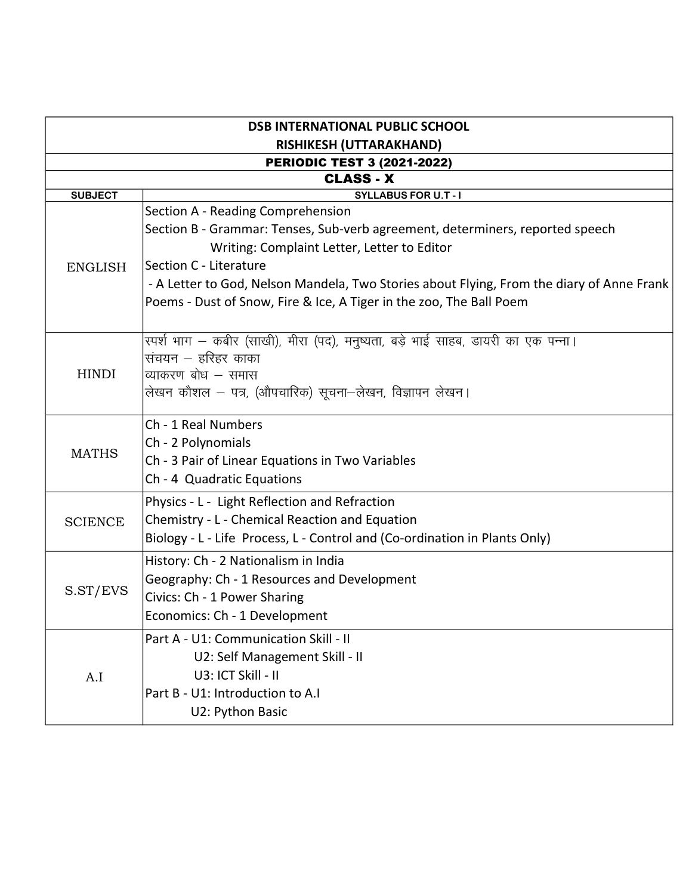| DSB INTERNATIONAL PUBLIC SCHOOL<br>RISHIKESH (UTTARAKHAND) | |
|---|---|
| PERIODIC TEST 3 (2021-2022) | |
| CLASS - X | |
| **SUBJECT** | **SYLLABUS FOR U.T - I** |
| ENGLISH | Section A - Reading Comprehension<br>Section B - Grammar: Tenses, Sub-verb agreement, determiners, reported speech<br>Writing: Complaint Letter, Letter to Editor<br>Section C - Literature<br>- A Letter to God, Nelson Mandela, Two Stories about Flying, From the diary of Anne Frank<br>Poems - Dust of Snow, Fire & Ice, A Tiger in the zoo, The Ball Poem |
| HINDI | स्पर्श भाग – कबीर (साखी), मीरा (पद), मनुष्यता, बड़े भाई साहब, डायरी का एक पन्ना।<br>संचयन – हरिहर काका<br>व्याकरण बोध – समास<br>लेखन कौशल – पत्र, (औपचारिक) सूचना–लेखन, विज्ञापन लेखन। |
| MATHS | Ch - 1 Real Numbers<br>Ch - 2 Polynomials<br>Ch - 3 Pair of Linear Equations in Two Variables<br>Ch - 4 Quadratic Equations |
| SCIENCE | Physics - L - Light Reflection and Refraction<br>Chemistry - L - Chemical Reaction and Equation<br>Biology - L - Life Process, L - Control and (Co-ordination in Plants Only) |
| S.ST/EVS | History: Ch - 2 Nationalism in India<br>Geography: Ch - 1 Resources and Development<br>Civics: Ch - 1 Power Sharing<br>Economics: Ch - 1 Development |
| A.I | Part A - U1: Communication Skill - II<br>U2: Self Management Skill - II<br>U3: ICT Skill - II<br>Part B - U1: Introduction to A.I<br>U2: Python Basic |